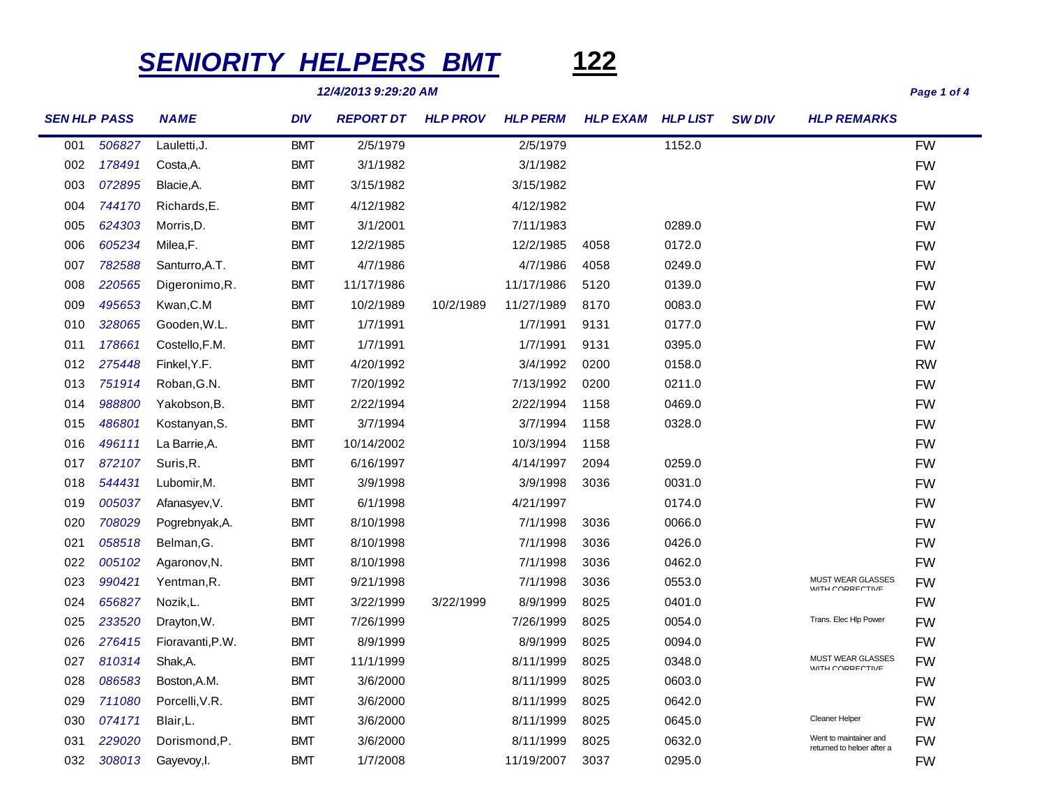# SENIORITY HELPERS BMT **122**

*12/4/2013 9:29:20 AM*

| SEN HLP | PASS | NAME | DIV | REPORT DT | HLP PROV | HLP PERM | HLP EXAM | HLP LIST | SW DIV | HLP REMARKS | |
|---|---|---|---|---|---|---|---|---|---|---|---|
| 001 | *506827* | Lauletti,J. | BMT | 2/5/1979 | | 2/5/1979 | | 1152.0 | | | FW |
| 002 | *178491* | Costa,A. | BMT | 3/1/1982 | | 3/1/1982 | | | | | FW |
| 003 | *072895* | Blacie,A. | BMT | 3/15/1982 | | 3/15/1982 | | | | | FW |
| 004 | *744170* | Richards,E. | BMT | 4/12/1982 | | 4/12/1982 | | | | | FW |
| 005 | *624303* | Morris,D. | BMT | 3/1/2001 | | 7/11/1983 | | 0289.0 | | | FW |
| 006 | *605234* | Milea,F. | BMT | 12/2/1985 | | 12/2/1985 | 4058 | 0172.0 | | | FW |
| 007 | *782588* | Santurro,A.T. | BMT | 4/7/1986 | | 4/7/1986 | 4058 | 0249.0 | | | FW |
| 008 | *220565* | Digeronimo,R. | BMT | 11/17/1986 | | 11/17/1986 | 5120 | 0139.0 | | | FW |
| 009 | *495653* | Kwan,C.M | BMT | 10/2/1989 | 10/2/1989 | 11/27/1989 | 8170 | 0083.0 | | | FW |
| 010 | *328065* | Gooden,W.L. | BMT | 1/7/1991 | | 1/7/1991 | 9131 | 0177.0 | | | FW |
| 011 | *178661* | Costello,F.M. | BMT | 1/7/1991 | | 1/7/1991 | 9131 | 0395.0 | | | FW |
| 012 | *275448* | Finkel,Y.F. | BMT | 4/20/1992 | | 3/4/1992 | 0200 | 0158.0 | | | RW |
| 013 | *751914* | Roban,G.N. | BMT | 7/20/1992 | | 7/13/1992 | 0200 | 0211.0 | | | FW |
| 014 | *988800* | Yakobson,B. | BMT | 2/22/1994 | | 2/22/1994 | 1158 | 0469.0 | | | FW |
| 015 | *486801* | Kostanyan,S. | BMT | 3/7/1994 | | 3/7/1994 | 1158 | 0328.0 | | | FW |
| 016 | *496111* | La Barrie,A. | BMT | 10/14/2002 | | 10/3/1994 | 1158 | | | | FW |
| 017 | *872107* | Suris,R. | BMT | 6/16/1997 | | 4/14/1997 | 2094 | 0259.0 | | | FW |
| 018 | *544431* | Lubomir,M. | BMT | 3/9/1998 | | 3/9/1998 | 3036 | 0031.0 | | | FW |
| 019 | *005037* | Afanasyev,V. | BMT | 6/1/1998 | | 4/21/1997 | | 0174.0 | | | FW |
| 020 | *708029* | Pogrebnyak,A. | BMT | 8/10/1998 | | 7/1/1998 | 3036 | 0066.0 | | | FW |
| 021 | *058518* | Belman,G. | BMT | 8/10/1998 | | 7/1/1998 | 3036 | 0426.0 | | | FW |
| 022 | *005102* | Agaronov,N. | BMT | 8/10/1998 | | 7/1/1998 | 3036 | 0462.0 | | | FW |
| 023 | *990421* | Yentman,R. | BMT | 9/21/1998 | | 7/1/1998 | 3036 | 0553.0 | | MUST WEAR GLASSES WITH CORRECTIVE | FW |
| 024 | *656827* | Nozik,L. | BMT | 3/22/1999 | 3/22/1999 | 8/9/1999 | 8025 | 0401.0 | | | FW |
| 025 | *233520* | Drayton,W. | BMT | 7/26/1999 | | 7/26/1999 | 8025 | 0054.0 | | Trans. Elec Hlp Power | FW |
| 026 | *276415* | Fioravanti,P.W. | BMT | 8/9/1999 | | 8/9/1999 | 8025 | 0094.0 | | | FW |
| 027 | *810314* | Shak,A. | BMT | 11/1/1999 | | 8/11/1999 | 8025 | 0348.0 | | MUST WEAR GLASSES WITH CORRECTIVE | FW |
| 028 | *086583* | Boston,A.M. | BMT | 3/6/2000 | | 8/11/1999 | 8025 | 0603.0 | | | FW |
| 029 | *711080* | Porcelli,V.R. | BMT | 3/6/2000 | | 8/11/1999 | 8025 | 0642.0 | | | FW |
| 030 | *074171* | Blair,L. | BMT | 3/6/2000 | | 8/11/1999 | 8025 | 0645.0 | | Cleaner Helper | FW |
| 031 | *229020* | Dorismond,P. | BMT | 3/6/2000 | | 8/11/1999 | 8025 | 0632.0 | | Went to maintainer and returned to helper after a | FW |
| 032 | *308013* | Gayevoy,I. | BMT | 1/7/2008 | | 11/19/2007 | 3037 | 0295.0 | | | FW |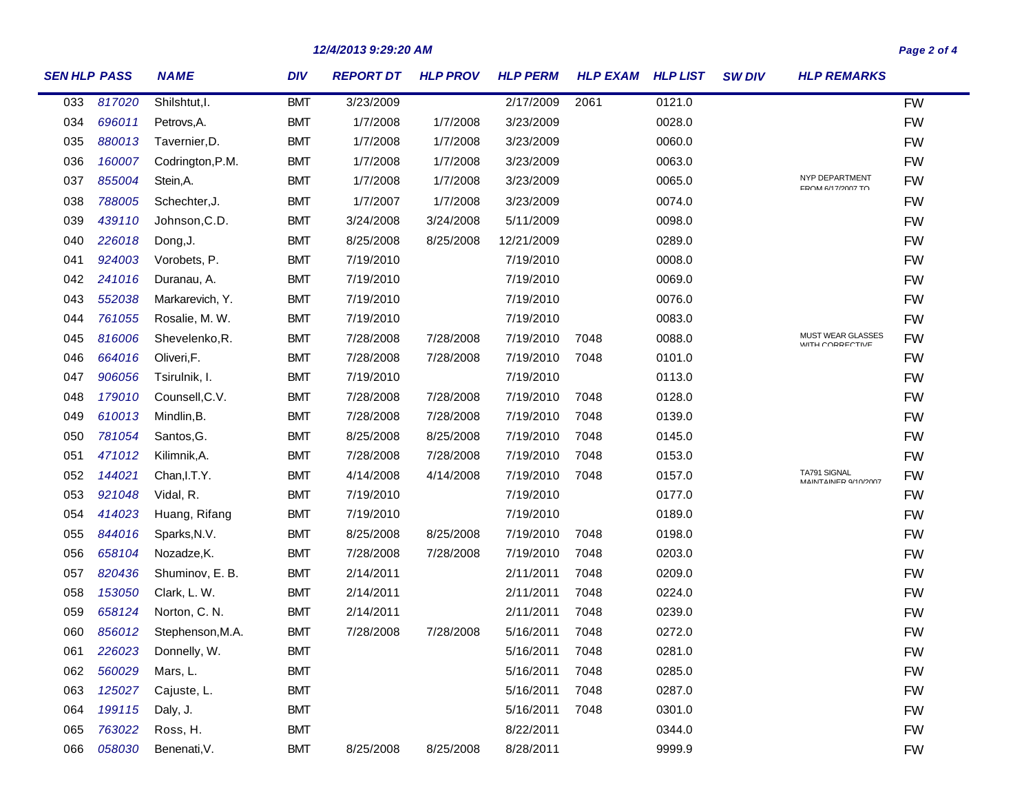| SEN | HLP PASS | NAME | DIV | REPORT DT | HLP PROV | HLP PERM | HLP EXAM | HLP LIST | SW DIV | HLP REMARKS | |
|---|---|---|---|---|---|---|---|---|---|---|---|
| 033 | 817020 | Shilshtut,I. | BMT | 3/23/2009 | | 2/17/2009 | 2061 | 0121.0 | | | FW |
| 034 | 696011 | Petrovs,A. | BMT | 1/7/2008 | 1/7/2008 | 3/23/2009 | | 0028.0 | | | FW |
| 035 | 880013 | Tavernier,D. | BMT | 1/7/2008 | 1/7/2008 | 3/23/2009 | | 0060.0 | | | FW |
| 036 | 160007 | Codrington,P.M. | BMT | 1/7/2008 | 1/7/2008 | 3/23/2009 | | 0063.0 | | | FW |
| 037 | 855004 | Stein,A. | BMT | 1/7/2008 | 1/7/2008 | 3/23/2009 | | 0065.0 | | NYP DEPARTMENT FROM 6/17/2007 TO | FW |
| 038 | 788005 | Schechter,J. | BMT | 1/7/2007 | 1/7/2008 | 3/23/2009 | | 0074.0 | | | FW |
| 039 | 439110 | Johnson,C.D. | BMT | 3/24/2008 | 3/24/2008 | 5/11/2009 | | 0098.0 | | | FW |
| 040 | 226018 | Dong,J. | BMT | 8/25/2008 | 8/25/2008 | 12/21/2009 | | 0289.0 | | | FW |
| 041 | 924003 | Vorobets, P. | BMT | 7/19/2010 | | 7/19/2010 | | 0008.0 | | | FW |
| 042 | 241016 | Duranau, A. | BMT | 7/19/2010 | | 7/19/2010 | | 0069.0 | | | FW |
| 043 | 552038 | Markarevich, Y. | BMT | 7/19/2010 | | 7/19/2010 | | 0076.0 | | | FW |
| 044 | 761055 | Rosalie, M. W. | BMT | 7/19/2010 | | 7/19/2010 | | 0083.0 | | | FW |
| 045 | 816006 | Shevelenko,R. | BMT | 7/28/2008 | 7/28/2008 | 7/19/2010 | 7048 | 0088.0 | | MUST WEAR GLASSES WITH CORRECTIVE | FW |
| 046 | 664016 | Oliveri,F. | BMT | 7/28/2008 | 7/28/2008 | 7/19/2010 | 7048 | 0101.0 | | | FW |
| 047 | 906056 | Tsirulnik, I. | BMT | 7/19/2010 | | 7/19/2010 | | 0113.0 | | | FW |
| 048 | 179010 | Counsell,C.V. | BMT | 7/28/2008 | 7/28/2008 | 7/19/2010 | 7048 | 0128.0 | | | FW |
| 049 | 610013 | Mindlin,B. | BMT | 7/28/2008 | 7/28/2008 | 7/19/2010 | 7048 | 0139.0 | | | FW |
| 050 | 781054 | Santos,G. | BMT | 8/25/2008 | 8/25/2008 | 7/19/2010 | 7048 | 0145.0 | | | FW |
| 051 | 471012 | Kilimnik,A. | BMT | 7/28/2008 | 7/28/2008 | 7/19/2010 | 7048 | 0153.0 | | | FW |
| 052 | 144021 | Chan,I.T.Y. | BMT | 4/14/2008 | 4/14/2008 | 7/19/2010 | 7048 | 0157.0 | | TA791 SIGNAL MAINTAINER 9/10/2007 | FW |
| 053 | 921048 | Vidal, R. | BMT | 7/19/2010 | | 7/19/2010 | | 0177.0 | | | FW |
| 054 | 414023 | Huang, Rifang | BMT | 7/19/2010 | | 7/19/2010 | | 0189.0 | | | FW |
| 055 | 844016 | Sparks,N.V. | BMT | 8/25/2008 | 8/25/2008 | 7/19/2010 | 7048 | 0198.0 | | | FW |
| 056 | 658104 | Nozadze,K. | BMT | 7/28/2008 | 7/28/2008 | 7/19/2010 | 7048 | 0203.0 | | | FW |
| 057 | 820436 | Shuminov, E. B. | BMT | 2/14/2011 | | 2/11/2011 | 7048 | 0209.0 | | | FW |
| 058 | 153050 | Clark, L. W. | BMT | 2/14/2011 | | 2/11/2011 | 7048 | 0224.0 | | | FW |
| 059 | 658124 | Norton, C. N. | BMT | 2/14/2011 | | 2/11/2011 | 7048 | 0239.0 | | | FW |
| 060 | 856012 | Stephenson,M.A. | BMT | 7/28/2008 | 7/28/2008 | 5/16/2011 | 7048 | 0272.0 | | | FW |
| 061 | 226023 | Donnelly, W. | BMT | | | 5/16/2011 | 7048 | 0281.0 | | | FW |
| 062 | 560029 | Mars, L. | BMT | | | 5/16/2011 | 7048 | 0285.0 | | | FW |
| 063 | 125027 | Cajuste, L. | BMT | | | 5/16/2011 | 7048 | 0287.0 | | | FW |
| 064 | 199115 | Daly, J. | BMT | | | 5/16/2011 | 7048 | 0301.0 | | | FW |
| 065 | 763022 | Ross, H. | BMT | | | 8/22/2011 | | 0344.0 | | | FW |
| 066 | 058030 | Benenati,V. | BMT | 8/25/2008 | 8/25/2008 | 8/28/2011 | | 9999.9 | | | FW |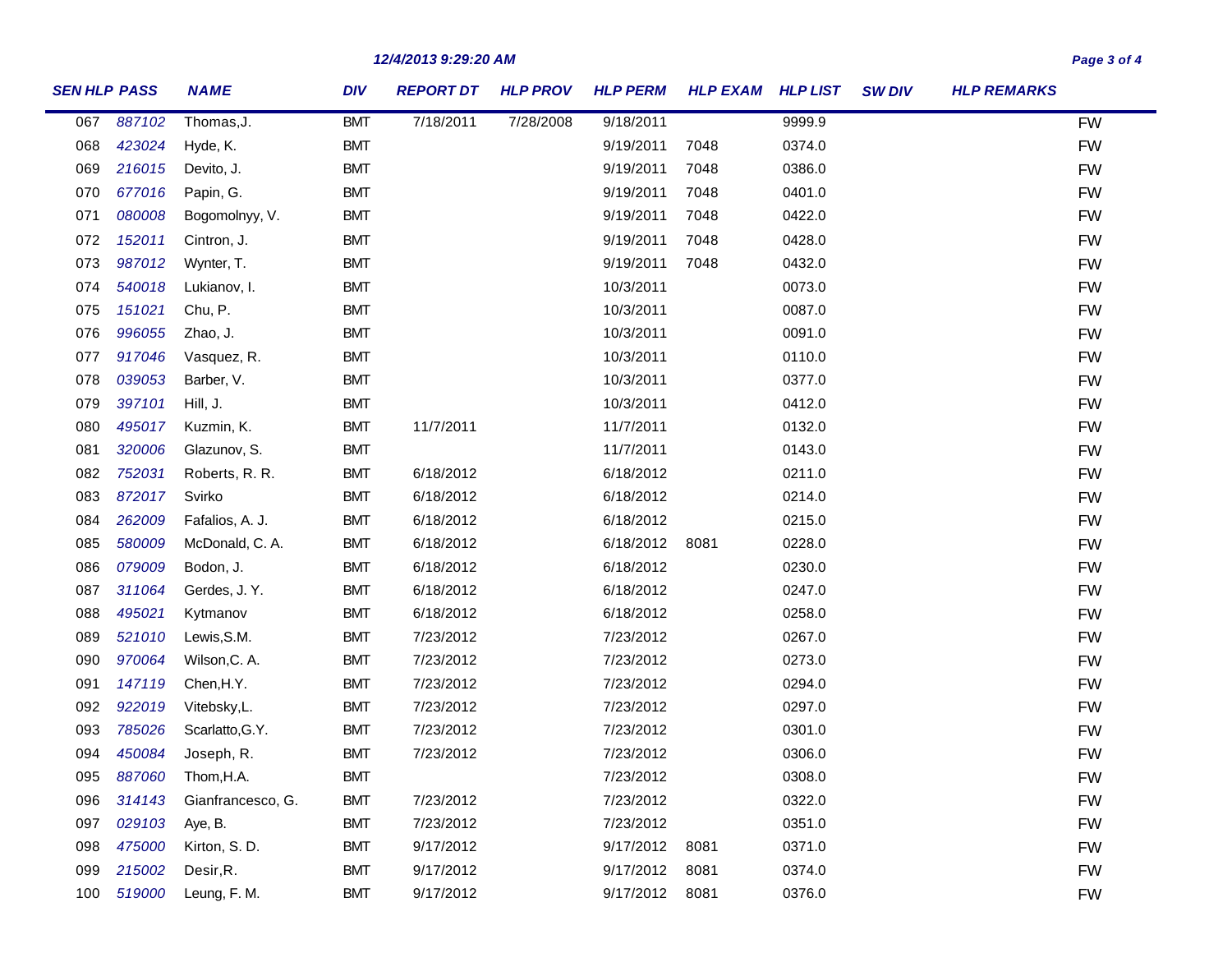| SEN | HLP PASS | NAME | DIV | REPORT DT | HLP PROV | HLP PERM | HLP EXAM | HLP LIST | SW DIV | HLP REMARKS |
|---|---|---|---|---|---|---|---|---|---|---|
| 067 | 887102 | Thomas,J. | BMT | 7/18/2011 | 7/28/2008 | 9/18/2011 | | 9999.9 | | FW |
| 068 | 423024 | Hyde, K. | BMT | | | 9/19/2011 | 7048 | 0374.0 | | FW |
| 069 | 216015 | Devito, J. | BMT | | | 9/19/2011 | 7048 | 0386.0 | | FW |
| 070 | 677016 | Papin, G. | BMT | | | 9/19/2011 | 7048 | 0401.0 | | FW |
| 071 | 080008 | Bogomolnyy, V. | BMT | | | 9/19/2011 | 7048 | 0422.0 | | FW |
| 072 | 152011 | Cintron, J. | BMT | | | 9/19/2011 | 7048 | 0428.0 | | FW |
| 073 | 987012 | Wynter, T. | BMT | | | 9/19/2011 | 7048 | 0432.0 | | FW |
| 074 | 540018 | Lukianov, I. | BMT | | | 10/3/2011 | | 0073.0 | | FW |
| 075 | 151021 | Chu, P. | BMT | | | 10/3/2011 | | 0087.0 | | FW |
| 076 | 996055 | Zhao, J. | BMT | | | 10/3/2011 | | 0091.0 | | FW |
| 077 | 917046 | Vasquez, R. | BMT | | | 10/3/2011 | | 0110.0 | | FW |
| 078 | 039053 | Barber, V. | BMT | | | 10/3/2011 | | 0377.0 | | FW |
| 079 | 397101 | Hill, J. | BMT | | | 10/3/2011 | | 0412.0 | | FW |
| 080 | 495017 | Kuzmin, K. | BMT | 11/7/2011 | | 11/7/2011 | | 0132.0 | | FW |
| 081 | 320006 | Glazunov, S. | BMT | | | 11/7/2011 | | 0143.0 | | FW |
| 082 | 752031 | Roberts, R. R. | BMT | 6/18/2012 | | 6/18/2012 | | 0211.0 | | FW |
| 083 | 872017 | Svirko | BMT | 6/18/2012 | | 6/18/2012 | | 0214.0 | | FW |
| 084 | 262009 | Fafalios, A. J. | BMT | 6/18/2012 | | 6/18/2012 | | 0215.0 | | FW |
| 085 | 580009 | McDonald, C. A. | BMT | 6/18/2012 | | 6/18/2012 | 8081 | 0228.0 | | FW |
| 086 | 079009 | Bodon, J. | BMT | 6/18/2012 | | 6/18/2012 | | 0230.0 | | FW |
| 087 | 311064 | Gerdes, J. Y. | BMT | 6/18/2012 | | 6/18/2012 | | 0247.0 | | FW |
| 088 | 495021 | Kytmanov | BMT | 6/18/2012 | | 6/18/2012 | | 0258.0 | | FW |
| 089 | 521010 | Lewis,S.M. | BMT | 7/23/2012 | | 7/23/2012 | | 0267.0 | | FW |
| 090 | 970064 | Wilson,C. A. | BMT | 7/23/2012 | | 7/23/2012 | | 0273.0 | | FW |
| 091 | 147119 | Chen,H.Y. | BMT | 7/23/2012 | | 7/23/2012 | | 0294.0 | | FW |
| 092 | 922019 | Vitebsky,L. | BMT | 7/23/2012 | | 7/23/2012 | | 0297.0 | | FW |
| 093 | 785026 | Scarlatto,G.Y. | BMT | 7/23/2012 | | 7/23/2012 | | 0301.0 | | FW |
| 094 | 450084 | Joseph, R. | BMT | 7/23/2012 | | 7/23/2012 | | 0306.0 | | FW |
| 095 | 887060 | Thom,H.A. | BMT | | | 7/23/2012 | | 0308.0 | | FW |
| 096 | 314143 | Gianfrancesco, G. | BMT | 7/23/2012 | | 7/23/2012 | | 0322.0 | | FW |
| 097 | 029103 | Aye, B. | BMT | 7/23/2012 | | 7/23/2012 | | 0351.0 | | FW |
| 098 | 475000 | Kirton, S. D. | BMT | 9/17/2012 | | 9/17/2012 | 8081 | 0371.0 | | FW |
| 099 | 215002 | Desir,R. | BMT | 9/17/2012 | | 9/17/2012 | 8081 | 0374.0 | | FW |
| 100 | 519000 | Leung, F. M. | BMT | 9/17/2012 | | 9/17/2012 | 8081 | 0376.0 | | FW |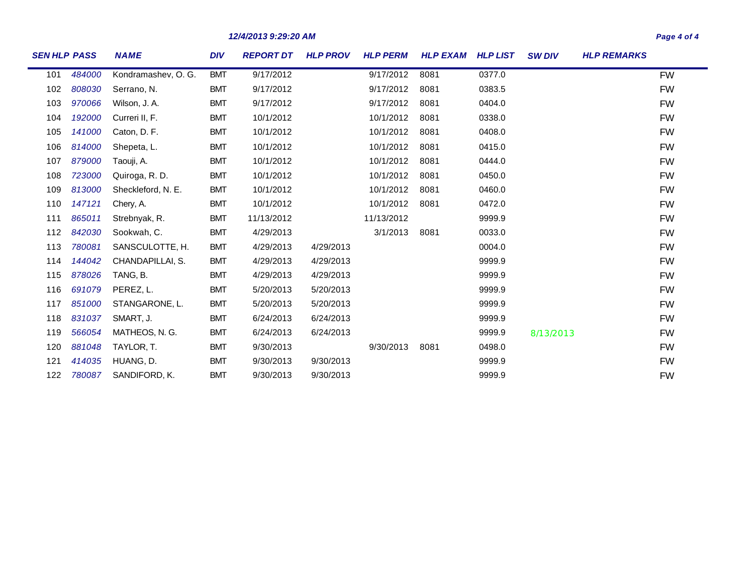| SEN | HLP PASS | NAME | DIV | REPORT DT | HLP PROV | HLP PERM | HLP EXAM | HLP LIST | SW DIV | HLP REMARKS |
|---|---|---|---|---|---|---|---|---|---|---|
| 101 | 484000 | Kondramashev, O. G. | BMT | 9/17/2012 | | 9/17/2012 | 8081 | 0377.0 | | FW |
| 102 | 808030 | Serrano, N. | BMT | 9/17/2012 | | 9/17/2012 | 8081 | 0383.5 | | FW |
| 103 | 970066 | Wilson, J. A. | BMT | 9/17/2012 | | 9/17/2012 | 8081 | 0404.0 | | FW |
| 104 | 192000 | Curreri II, F. | BMT | 10/1/2012 | | 10/1/2012 | 8081 | 0338.0 | | FW |
| 105 | 141000 | Caton, D. F. | BMT | 10/1/2012 | | 10/1/2012 | 8081 | 0408.0 | | FW |
| 106 | 814000 | Shepeta, L. | BMT | 10/1/2012 | | 10/1/2012 | 8081 | 0415.0 | | FW |
| 107 | 879000 | Taouji, A. | BMT | 10/1/2012 | | 10/1/2012 | 8081 | 0444.0 | | FW |
| 108 | 723000 | Quiroga, R. D. | BMT | 10/1/2012 | | 10/1/2012 | 8081 | 0450.0 | | FW |
| 109 | 813000 | Sheckleford, N. E. | BMT | 10/1/2012 | | 10/1/2012 | 8081 | 0460.0 | | FW |
| 110 | 147121 | Chery, A. | BMT | 10/1/2012 | | 10/1/2012 | 8081 | 0472.0 | | FW |
| 111 | 865011 | Strebnyak, R. | BMT | 11/13/2012 | | 11/13/2012 | | 9999.9 | | FW |
| 112 | 842030 | Sookwah, C. | BMT | 4/29/2013 | | 3/1/2013 | 8081 | 0033.0 | | FW |
| 113 | 780081 | SANSCULOTTE, H. | BMT | 4/29/2013 | 4/29/2013 | | | 0004.0 | | FW |
| 114 | 144042 | CHANDAPILLAI, S. | BMT | 4/29/2013 | 4/29/2013 | | | 9999.9 | | FW |
| 115 | 878026 | TANG, B. | BMT | 4/29/2013 | 4/29/2013 | | | 9999.9 | | FW |
| 116 | 691079 | PEREZ, L. | BMT | 5/20/2013 | 5/20/2013 | | | 9999.9 | | FW |
| 117 | 851000 | STANGARONE, L. | BMT | 5/20/2013 | 5/20/2013 | | | 9999.9 | | FW |
| 118 | 831037 | SMART, J. | BMT | 6/24/2013 | 6/24/2013 | | | 9999.9 | | FW |
| 119 | 566054 | MATHEOS, N. G. | BMT | 6/24/2013 | 6/24/2013 | | | 9999.9 | 8/13/2013 | FW |
| 120 | 881048 | TAYLOR, T. | BMT | 9/30/2013 | | 9/30/2013 | 8081 | 0498.0 | | FW |
| 121 | 414035 | HUANG, D. | BMT | 9/30/2013 | 9/30/2013 | | | 9999.9 | | FW |
| 122 | 780087 | SANDIFORD, K. | BMT | 9/30/2013 | 9/30/2013 | | | 9999.9 | | FW |